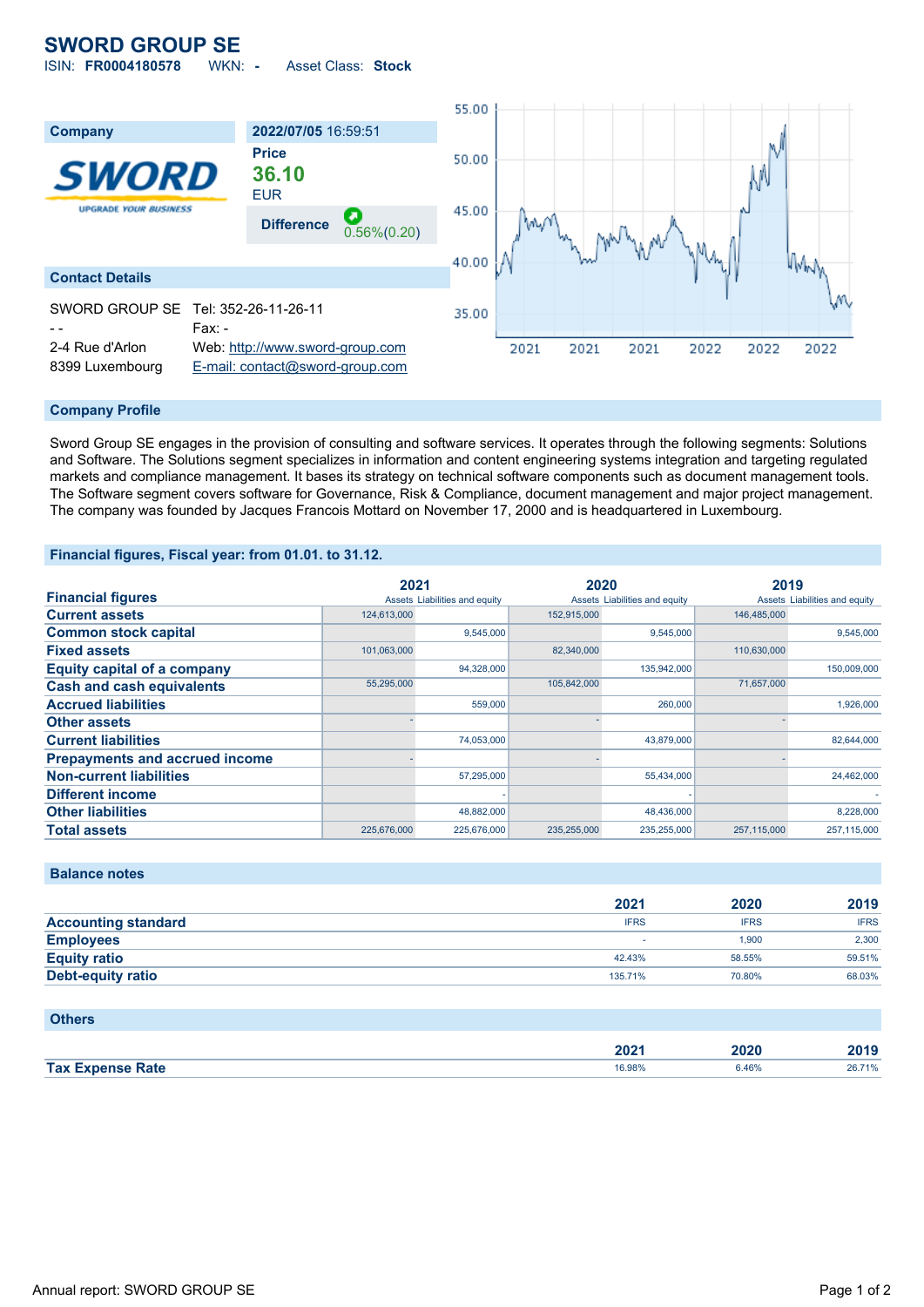# SWORD GROUP SE

ISIN: **FR0004180578** WKN: **-** Asset Class: **Stock**

| Company | 2022/07/05 16:59:51 |
|---|---|
| | **Price** |
| | **36.10** |
| | EUR |
| | **Difference** 0.56%(0.20) |

## Contact Details

| | |
|---|---|
| SWORD GROUP SE | Tel: 352-26-11-26-11 |
| - - | Fax: - |
| 2-4 Rue d'Arlon | Web: http://www.sword-group.com |
| 8399 Luxembourg | E-mail: contact@sword-group.com |

## Company Profile

Sword Group SE engages in the provision of consulting and software services. It operates through the following segments: Solutions and Software. The Solutions segment specializes in information and content engineering systems integration and targeting regulated markets and compliance management. It bases its strategy on technical software components such as document management tools. The Software segment covers software for Governance, Risk & Compliance, document management and major project management. The company was founded by Jacques Francois Mottard on November 17, 2000 and is headquartered in Luxembourg.

## Financial figures, Fiscal year: from 01.01. to 31.12.

| Financial figures | 2021 Assets | 2021 Liabilities and equity | 2020 Assets | 2020 Liabilities and equity | 2019 Assets | 2019 Liabilities and equity |
|---|---|---|---|---|---|---|
| **Current assets** | 124,613,000 | | 152,915,000 | | 146,485,000 | |
| **Common stock capital** | | 9,545,000 | | 9,545,000 | | 9,545,000 |
| **Fixed assets** | 101,063,000 | | 82,340,000 | | 110,630,000 | |
| **Equity capital of a company** | | 94,328,000 | | 135,942,000 | | 150,009,000 |
| **Cash and cash equivalents** | 55,295,000 | | 105,842,000 | | 71,657,000 | |
| **Accrued liabilities** | | 559,000 | | 260,000 | | 1,926,000 |
| **Other assets** | - | | - | | - | |
| **Current liabilities** | | 74,053,000 | | 43,879,000 | | 82,644,000 |
| **Prepayments and accrued income** | - | | - | | - | |
| **Non-current liabilities** | | 57,295,000 | | 55,434,000 | | 24,462,000 |
| **Different income** | | - | | - | | - |
| **Other liabilities** | | 48,882,000 | | 48,436,000 | | 8,228,000 |
| **Total assets** | 225,676,000 | 225,676,000 | 235,255,000 | 235,255,000 | 257,115,000 | 257,115,000 |

## Balance notes

| | 2021 | 2020 | 2019 |
|---|---|---|---|
| **Accounting standard** | IFRS | IFRS | IFRS |
| **Employees** | - | 1,900 | 2,300 |
| **Equity ratio** | 42.43% | 58.55% | 59.51% |
| **Debt-equity ratio** | 135.71% | 70.80% | 68.03% |

## Others

| | 2021 | 2020 | 2019 |
|---|---|---|---|
| **Tax Expense Rate** | 16.98% | 6.46% | 26.71% |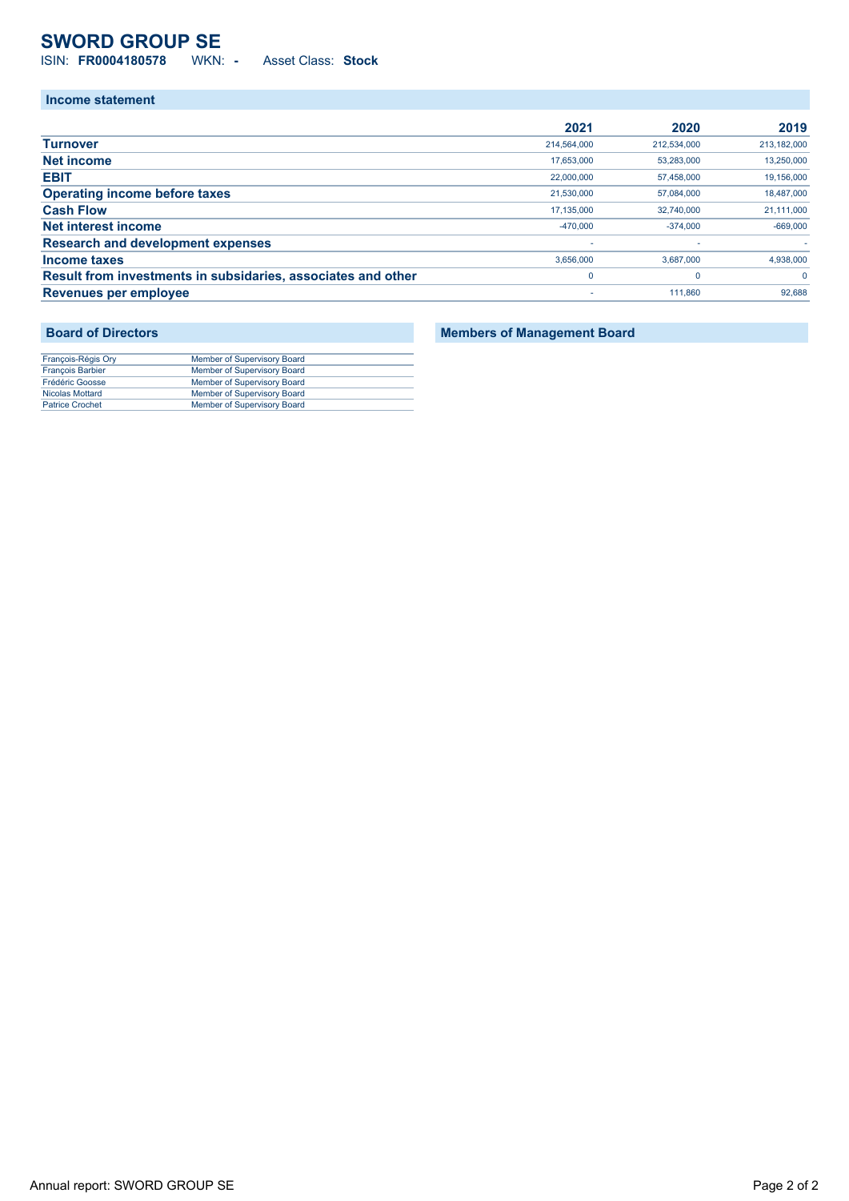# SWORD GROUP SE

ISIN: **FR0004180578** WKN: **-** Asset Class: **Stock**

## Income statement

| | 2021 | 2020 | 2019 |
|---|---|---|---|
| **Turnover** | 214,564,000 | 212,534,000 | 213,182,000 |
| **Net income** | 17,653,000 | 53,283,000 | 13,250,000 |
| **EBIT** | 22,000,000 | 57,458,000 | 19,156,000 |
| **Operating income before taxes** | 21,530,000 | 57,084,000 | 18,487,000 |
| **Cash Flow** | 17,135,000 | 32,740,000 | 21,111,000 |
| **Net interest income** | -470,000 | -374,000 | -669,000 |
| **Research and development expenses** | - | - | - |
| **Income taxes** | 3,656,000 | 3,687,000 | 4,938,000 |
| **Result from investments in subsidaries, associates and other** | 0 | 0 | 0 |
| **Revenues per employee** | - | 111,860 | 92,688 |

## Board of Directors

| | |
|---|---|
| François-Régis Ory | Member of Supervisory Board |
| François Barbier | Member of Supervisory Board |
| Frédéric Goosse | Member of Supervisory Board |
| Nicolas Mottard | Member of Supervisory Board |
| Patrice Crochet | Member of Supervisory Board |

## Members of Management Board